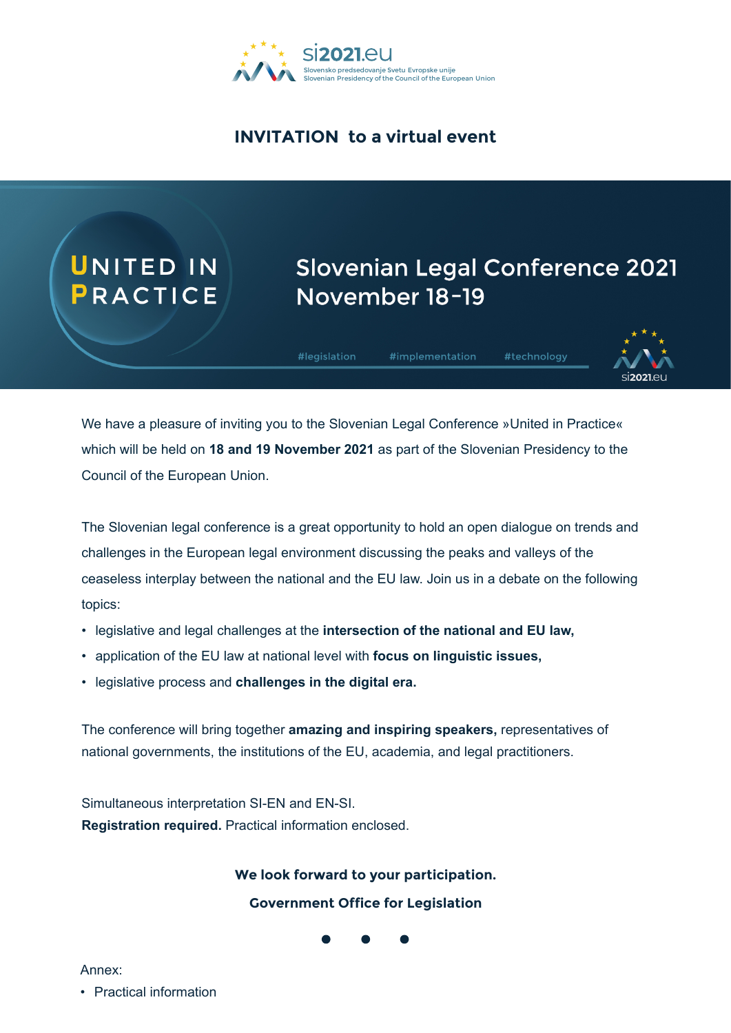si2021.eu

Slovensko predsedovanje Svetu Evropske unije
Slovenian Presidency of the Council of the European Union

# INVITATION to a virtual event

**UNITED IN PRACTICE**

## Slovenian Legal Conference 2021
## November 18-19

#legislation #implementation #technology

si2021.eu

We have a pleasure of inviting you to the Slovenian Legal Conference »United in Practice« which will be held on **18 and 19 November 2021** as part of the Slovenian Presidency to the Council of the European Union.

The Slovenian legal conference is a great opportunity to hold an open dialogue on trends and challenges in the European legal environment discussing the peaks and valleys of the ceaseless interplay between the national and the EU law. Join us in a debate on the following topics:

- legislative and legal challenges at the **intersection of the national and EU law,**
- application of the EU law at national level with **focus on linguistic issues,**
- legislative process and **challenges in the digital era.**

The conference will bring together **amazing and inspiring speakers,** representatives of national governments, the institutions of the EU, academia, and legal practitioners.

Simultaneous interpretation SI-EN and EN-SI.
**Registration required.** Practical information enclosed.

**We look forward to your participation.**

**Government Office for Legislation**

Annex:

- Practical information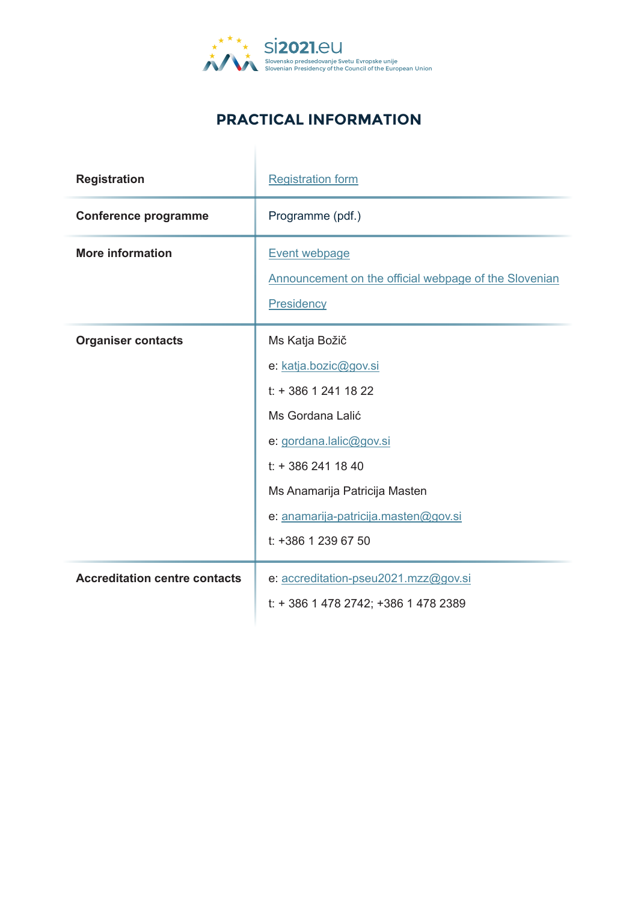si2021.eu
Slovensko predsedovanje Svetu Evropske unije
Slovenian Presidency of the Council of the European Union

## PRACTICAL INFORMATION

| | |
|---|---|
| **Registration** | Registration form |
| **Conference programme** | Programme (pdf.) |
| **More information** | Event webpage<br>Announcement on the official webpage of the Slovenian Presidency |
| **Organiser contacts** | Ms Katja Božič<br>e: katja.bozic@gov.si<br>t: + 386 1 241 18 22<br>Ms Gordana Lalić<br>e: gordana.lalic@gov.si<br>t: + 386 241 18 40<br>Ms Anamarija Patricija Masten<br>e: anamarija-patricija.masten@gov.si<br>t: +386 1 239 67 50 |
| **Accreditation centre contacts** | e: accreditation-pseu2021.mzz@gov.si<br>t: + 386 1 478 2742; +386 1 478 2389 |